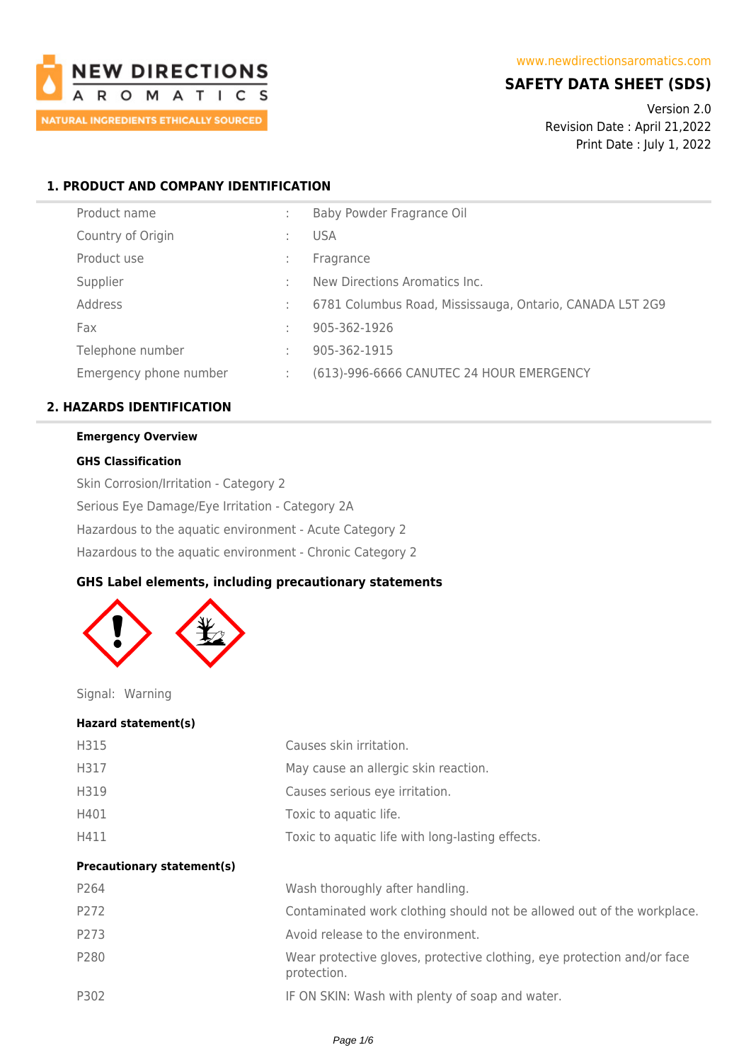**NEW DIRECTIONS AROMATICS**
NATURAL INGREDIENTS ETHICALLY SOURCED

www.newdirectionsaromatics.com

# SAFETY DATA SHEET (SDS)

Version 2.0
Revision Date : April 21,2022
Print Date : July 1, 2022

## 1. PRODUCT AND COMPANY IDENTIFICATION

| | | |
|---|---|---|
| Product name | : | Baby Powder Fragrance Oil |
| Country of Origin | : | USA |
| Product use | : | Fragrance |
| Supplier | : | New Directions Aromatics Inc. |
| Address | : | 6781 Columbus Road, Mississauga, Ontario, CANADA L5T 2G9 |
| Fax | : | 905-362-1926 |
| Telephone number | : | 905-362-1915 |
| Emergency phone number | : | (613)-996-6666 CANUTEC 24 HOUR EMERGENCY |

## 2. HAZARDS IDENTIFICATION

**Emergency Overview**

**GHS Classification**

Skin Corrosion/Irritation - Category 2

Serious Eye Damage/Eye Irritation - Category 2A

Hazardous to the aquatic environment - Acute Category 2

Hazardous to the aquatic environment - Chronic Category 2

**GHS Label elements, including precautionary statements**

Signal: Warning

**Hazard statement(s)**

| | |
|---|---|
| H315 | Causes skin irritation. |
| H317 | May cause an allergic skin reaction. |
| H319 | Causes serious eye irritation. |
| H401 | Toxic to aquatic life. |
| H411 | Toxic to aquatic life with long-lasting effects. |

**Precautionary statement(s)**

| | |
|---|---|
| P264 | Wash thoroughly after handling. |
| P272 | Contaminated work clothing should not be allowed out of the workplace. |
| P273 | Avoid release to the environment. |
| P280 | Wear protective gloves, protective clothing, eye protection and/or face protection. |
| P302 | IF ON SKIN: Wash with plenty of soap and water. |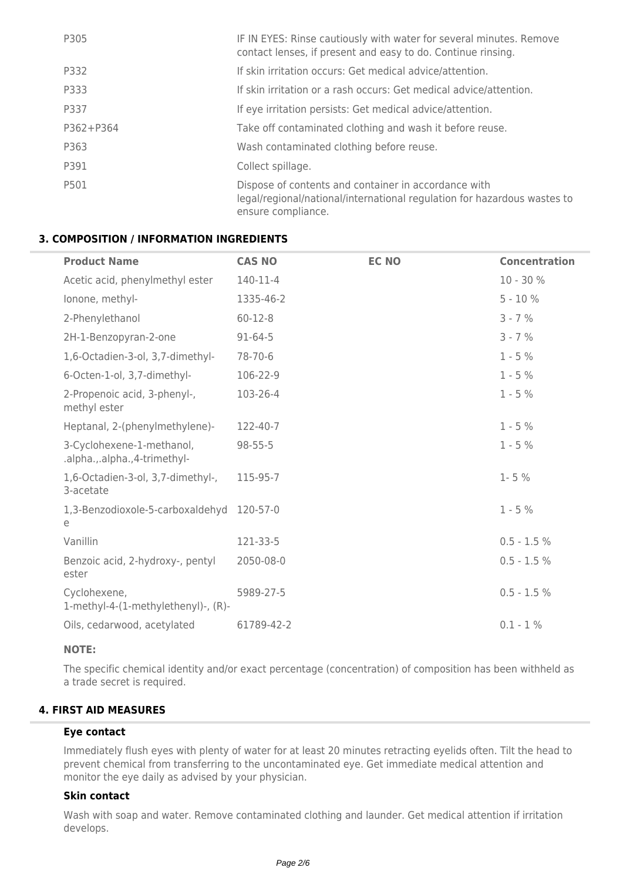| | |
|---|---|
| P305 | IF IN EYES: Rinse cautiously with water for several minutes. Remove contact lenses, if present and easy to do. Continue rinsing. |
| P332 | If skin irritation occurs: Get medical advice/attention. |
| P333 | If skin irritation or a rash occurs: Get medical advice/attention. |
| P337 | If eye irritation persists: Get medical advice/attention. |
| P362+P364 | Take off contaminated clothing and wash it before reuse. |
| P363 | Wash contaminated clothing before reuse. |
| P391 | Collect spillage. |
| P501 | Dispose of contents and container in accordance with legal/regional/national/international regulation for hazardous wastes to ensure compliance. |

## 3. COMPOSITION / INFORMATION INGREDIENTS

| Product Name | CAS NO | EC NO | Concentration |
|---|---|---|---|
| Acetic acid, phenylmethyl ester | 140-11-4 | | 10 - 30 % |
| Ionone, methyl- | 1335-46-2 | | 5 - 10 % |
| 2-Phenylethanol | 60-12-8 | | 3 - 7 % |
| 2H-1-Benzopyran-2-one | 91-64-5 | | 3 - 7 % |
| 1,6-Octadien-3-ol, 3,7-dimethyl- | 78-70-6 | | 1 - 5 % |
| 6-Octen-1-ol, 3,7-dimethyl- | 106-22-9 | | 1 - 5 % |
| 2-Propenoic acid, 3-phenyl-, methyl ester | 103-26-4 | | 1 - 5 % |
| Heptanal, 2-(phenylmethylene)- | 122-40-7 | | 1 - 5 % |
| 3-Cyclohexene-1-methanol, .alpha.,.alpha.,4-trimethyl- | 98-55-5 | | 1 - 5 % |
| 1,6-Octadien-3-ol, 3,7-dimethyl-, 3-acetate | 115-95-7 | | 1- 5 % |
| 1,3-Benzodioxole-5-carboxaldehyde | 120-57-0 | | 1 - 5 % |
| Vanillin | 121-33-5 | | 0.5 - 1.5 % |
| Benzoic acid, 2-hydroxy-, pentyl ester | 2050-08-0 | | 0.5 - 1.5 % |
| Cyclohexene, 1-methyl-4-(1-methylethenyl)-, (R)- | 5989-27-5 | | 0.5 - 1.5 % |
| Oils, cedarwood, acetylated | 61789-42-2 | | 0.1 - 1 % |

**NOTE:**

The specific chemical identity and/or exact percentage (concentration) of composition has been withheld as a trade secret is required.

## 4. FIRST AID MEASURES

### Eye contact

Immediately flush eyes with plenty of water for at least 20 minutes retracting eyelids often. Tilt the head to prevent chemical from transferring to the uncontaminated eye. Get immediate medical attention and monitor the eye daily as advised by your physician.

### Skin contact

Wash with soap and water. Remove contaminated clothing and launder. Get medical attention if irritation develops.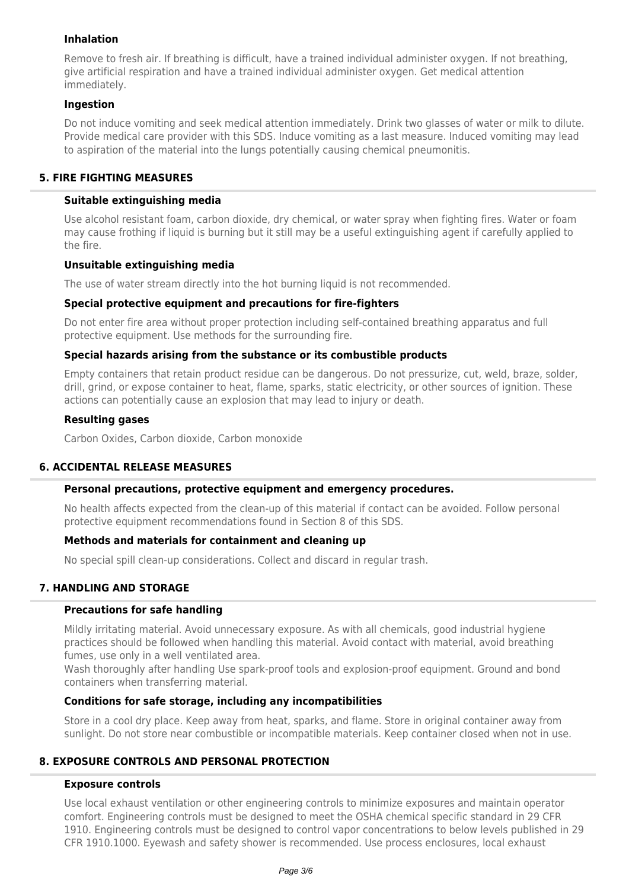### Inhalation

Remove to fresh air. If breathing is difficult, have a trained individual administer oxygen. If not breathing, give artificial respiration and have a trained individual administer oxygen. Get medical attention immediately.

### Ingestion

Do not induce vomiting and seek medical attention immediately. Drink two glasses of water or milk to dilute. Provide medical care provider with this SDS. Induce vomiting as a last measure. Induced vomiting may lead to aspiration of the material into the lungs potentially causing chemical pneumonitis.

## 5. FIRE FIGHTING MEASURES

### Suitable extinguishing media

Use alcohol resistant foam, carbon dioxide, dry chemical, or water spray when fighting fires. Water or foam may cause frothing if liquid is burning but it still may be a useful extinguishing agent if carefully applied to the fire.

### Unsuitable extinguishing media

The use of water stream directly into the hot burning liquid is not recommended.

### Special protective equipment and precautions for fire-fighters

Do not enter fire area without proper protection including self-contained breathing apparatus and full protective equipment. Use methods for the surrounding fire.

### Special hazards arising from the substance or its combustible products

Empty containers that retain product residue can be dangerous. Do not pressurize, cut, weld, braze, solder, drill, grind, or expose container to heat, flame, sparks, static electricity, or other sources of ignition. These actions can potentially cause an explosion that may lead to injury or death.

### Resulting gases

Carbon Oxides, Carbon dioxide, Carbon monoxide

## 6. ACCIDENTAL RELEASE MEASURES

### Personal precautions, protective equipment and emergency procedures.

No health affects expected from the clean-up of this material if contact can be avoided. Follow personal protective equipment recommendations found in Section 8 of this SDS.

### Methods and materials for containment and cleaning up

No special spill clean-up considerations. Collect and discard in regular trash.

## 7. HANDLING AND STORAGE

### Precautions for safe handling

Mildly irritating material. Avoid unnecessary exposure. As with all chemicals, good industrial hygiene practices should be followed when handling this material. Avoid contact with material, avoid breathing fumes, use only in a well ventilated area.

Wash thoroughly after handling Use spark-proof tools and explosion-proof equipment. Ground and bond containers when transferring material.

### Conditions for safe storage, including any incompatibilities

Store in a cool dry place. Keep away from heat, sparks, and flame. Store in original container away from sunlight. Do not store near combustible or incompatible materials. Keep container closed when not in use.

## 8. EXPOSURE CONTROLS AND PERSONAL PROTECTION

### Exposure controls

Use local exhaust ventilation or other engineering controls to minimize exposures and maintain operator comfort. Engineering controls must be designed to meet the OSHA chemical specific standard in 29 CFR 1910. Engineering controls must be designed to control vapor concentrations to below levels published in 29 CFR 1910.1000. Eyewash and safety shower is recommended. Use process enclosures, local exhaust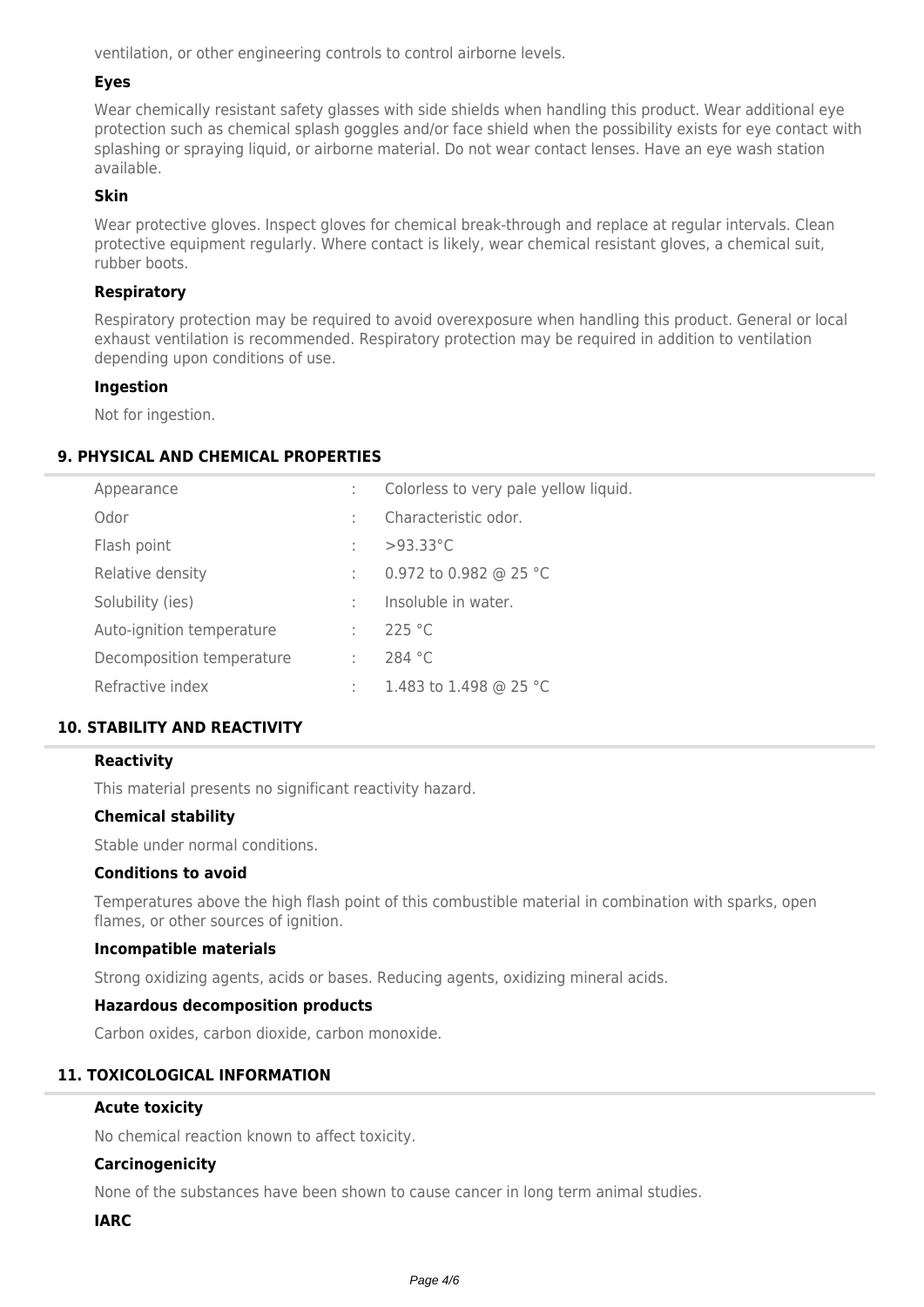ventilation, or other engineering controls to control airborne levels.

### Eyes

Wear chemically resistant safety glasses with side shields when handling this product. Wear additional eye protection such as chemical splash goggles and/or face shield when the possibility exists for eye contact with splashing or spraying liquid, or airborne material. Do not wear contact lenses. Have an eye wash station available.

### Skin

Wear protective gloves. Inspect gloves for chemical break-through and replace at regular intervals. Clean protective equipment regularly. Where contact is likely, wear chemical resistant gloves, a chemical suit, rubber boots.

### Respiratory

Respiratory protection may be required to avoid overexposure when handling this product. General or local exhaust ventilation is recommended. Respiratory protection may be required in addition to ventilation depending upon conditions of use.

### Ingestion

Not for ingestion.

## 9. PHYSICAL AND CHEMICAL PROPERTIES

| | | |
|---|---|---|
| Appearance | : | Colorless to very pale yellow liquid. |
| Odor | : | Characteristic odor. |
| Flash point | : | >93.33°C |
| Relative density | : | 0.972 to 0.982 @ 25 °C |
| Solubility (ies) | : | Insoluble in water. |
| Auto-ignition temperature | : | 225 °C |
| Decomposition temperature | : | 284 °C |
| Refractive index | : | 1.483 to 1.498 @ 25 °C |

## 10. STABILITY AND REACTIVITY

### Reactivity

This material presents no significant reactivity hazard.

### Chemical stability

Stable under normal conditions.

### Conditions to avoid

Temperatures above the high flash point of this combustible material in combination with sparks, open flames, or other sources of ignition.

### Incompatible materials

Strong oxidizing agents, acids or bases. Reducing agents, oxidizing mineral acids.

### Hazardous decomposition products

Carbon oxides, carbon dioxide, carbon monoxide.

## 11. TOXICOLOGICAL INFORMATION

### Acute toxicity

No chemical reaction known to affect toxicity.

### Carcinogenicity

None of the substances have been shown to cause cancer in long term animal studies.

### IARC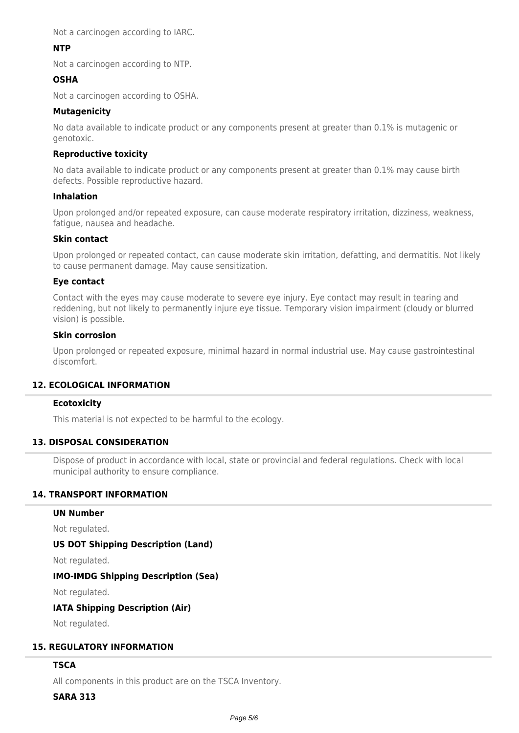Not a carcinogen according to IARC.

### NTP

Not a carcinogen according to NTP.

### OSHA

Not a carcinogen according to OSHA.

### Mutagenicity

No data available to indicate product or any components present at greater than 0.1% is mutagenic or genotoxic.

### Reproductive toxicity

No data available to indicate product or any components present at greater than 0.1% may cause birth defects. Possible reproductive hazard.

### Inhalation

Upon prolonged and/or repeated exposure, can cause moderate respiratory irritation, dizziness, weakness, fatigue, nausea and headache.

### Skin contact

Upon prolonged or repeated contact, can cause moderate skin irritation, defatting, and dermatitis. Not likely to cause permanent damage. May cause sensitization.

### Eye contact

Contact with the eyes may cause moderate to severe eye injury. Eye contact may result in tearing and reddening, but not likely to permanently injure eye tissue. Temporary vision impairment (cloudy or blurred vision) is possible.

### Skin corrosion

Upon prolonged or repeated exposure, minimal hazard in normal industrial use. May cause gastrointestinal discomfort.

## 12. ECOLOGICAL INFORMATION

### Ecotoxicity

This material is not expected to be harmful to the ecology.

## 13. DISPOSAL CONSIDERATION

Dispose of product in accordance with local, state or provincial and federal regulations. Check with local municipal authority to ensure compliance.

## 14. TRANSPORT INFORMATION

### UN Number

Not regulated.

### US DOT Shipping Description (Land)

Not regulated.

### IMO-IMDG Shipping Description (Sea)

Not regulated.

### IATA Shipping Description (Air)

Not regulated.

## 15. REGULATORY INFORMATION

### TSCA

All components in this product are on the TSCA Inventory.

### SARA 313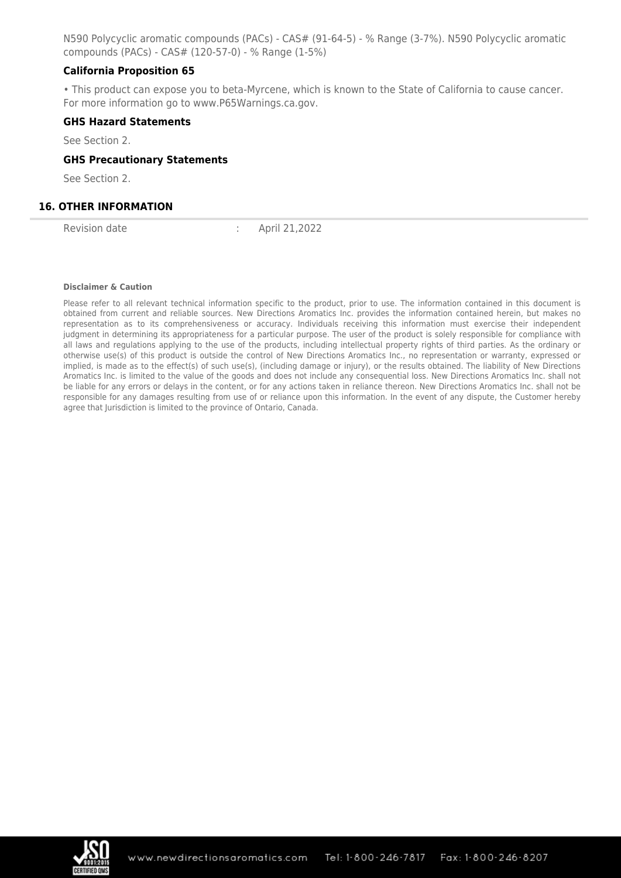N590 Polycyclic aromatic compounds (PACs) - CAS# (91-64-5) - % Range (3-7%). N590 Polycyclic aromatic compounds (PACs) - CAS# (120-57-0) - % Range (1-5%)

### California Proposition 65

• This product can expose you to beta-Myrcene, which is known to the State of California to cause cancer. For more information go to www.P65Warnings.ca.gov.

### GHS Hazard Statements

See Section 2.

### GHS Precautionary Statements

See Section 2.

## 16. OTHER INFORMATION

Revision date : April 21,2022

**Disclaimer & Caution**

Please refer to all relevant technical information specific to the product, prior to use. The information contained in this document is obtained from current and reliable sources. New Directions Aromatics Inc. provides the information contained herein, but makes no representation as to its comprehensiveness or accuracy. Individuals receiving this information must exercise their independent judgment in determining its appropriateness for a particular purpose. The user of the product is solely responsible for compliance with all laws and regulations applying to the use of the products, including intellectual property rights of third parties. As the ordinary or otherwise use(s) of this product is outside the control of New Directions Aromatics Inc., no representation or warranty, expressed or implied, is made as to the effect(s) of such use(s), (including damage or injury), or the results obtained. The liability of New Directions Aromatics Inc. is limited to the value of the goods and does not include any consequential loss. New Directions Aromatics Inc. shall not be liable for any errors or delays in the content, or for any actions taken in reliance thereon. New Directions Aromatics Inc. shall not be responsible for any damages resulting from use of or reliance upon this information. In the event of any dispute, the Customer hereby agree that Jurisdiction is limited to the province of Ontario, Canada.